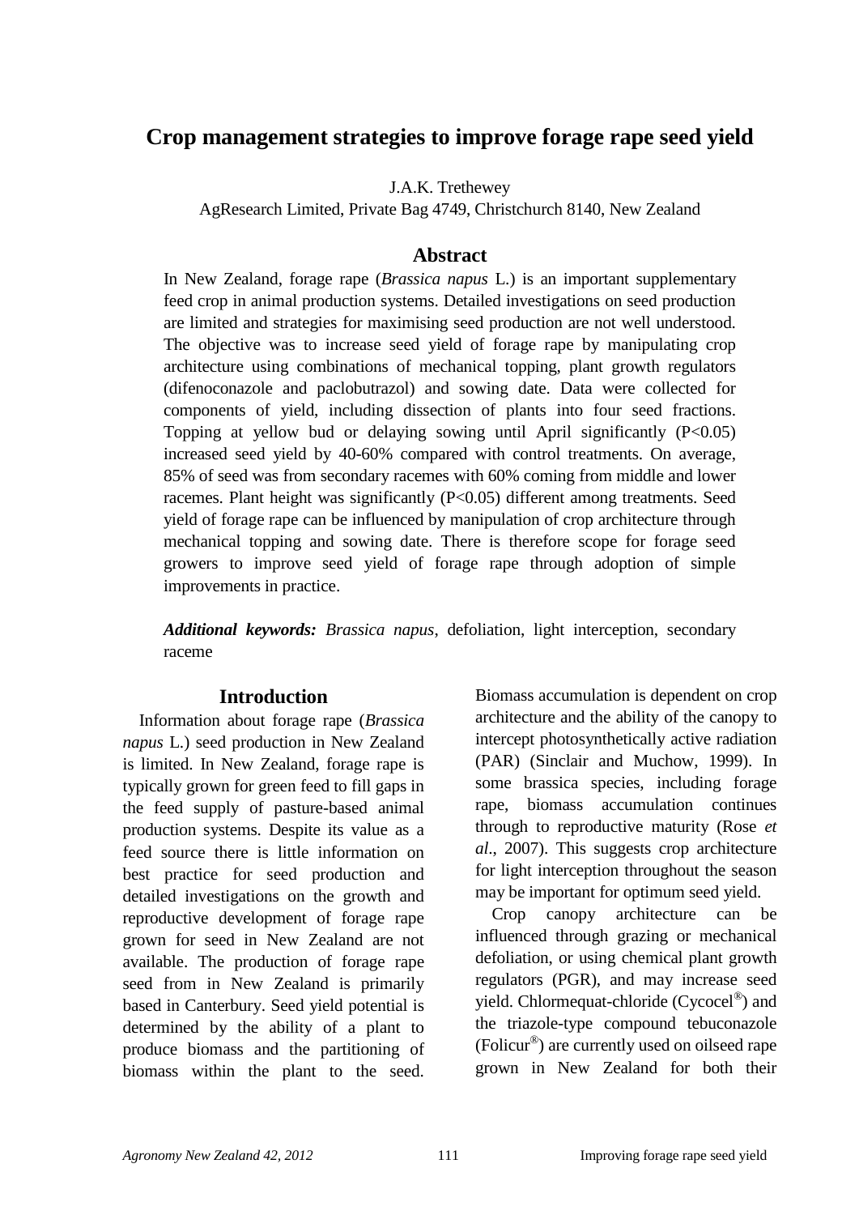# Crop management strategies to improve forage rape seed yield

J.A.K. Trethewey

AgResearch Limited, Private Bag 4749, Christchurch 8140, New Zealand

## Abstract

In New Zealand, forage rape (*Brassica napus* L.) is an important supplementary feed crop in animal production systems. Detailed investigations on seed production are limited and strategies for maximising seed production are not well understood. The objective was to increase seed yield of forage rape by manipulating crop architecture using combinations of mechanical topping, plant growth regulators (difenoconazole and paclobutrazol) and sowing date. Data were collected for components of yield, including dissection of plants into four seed fractions. Topping at yellow bud or delaying sowing until April significantly ($P<0.05$) increased seed yield by 40-60% compared with control treatments. On average, 85% of seed was from secondary racemes with 60% coming from middle and lower racemes. Plant height was significantly ($P<0.05$) different among treatments. Seed yield of forage rape can be influenced by manipulation of crop architecture through mechanical topping and sowing date. There is therefore scope for forage seed growers to improve seed yield of forage rape through adoption of simple improvements in practice.

***Additional keywords:*** *Brassica napus*, defoliation, light interception, secondary raceme

## Introduction

Information about forage rape (*Brassica napus* L.) seed production in New Zealand is limited. In New Zealand, forage rape is typically grown for green feed to fill gaps in the feed supply of pasture-based animal production systems. Despite its value as a feed source there is little information on best practice for seed production and detailed investigations on the growth and reproductive development of forage rape grown for seed in New Zealand are not available. The production of forage rape seed from in New Zealand is primarily based in Canterbury. Seed yield potential is determined by the ability of a plant to produce biomass and the partitioning of biomass within the plant to the seed. Biomass accumulation is dependent on crop architecture and the ability of the canopy to intercept photosynthetically active radiation (PAR) (Sinclair and Muchow, 1999). In some brassica species, including forage rape, biomass accumulation continues through to reproductive maturity (Rose *et al*., 2007). This suggests crop architecture for light interception throughout the season may be important for optimum seed yield.

Crop canopy architecture can be influenced through grazing or mechanical defoliation, or using chemical plant growth regulators (PGR), and may increase seed yield. Chlormequat-chloride (Cycocel®) and the triazole-type compound tebuconazole (Folicur®) are currently used on oilseed rape grown in New Zealand for both their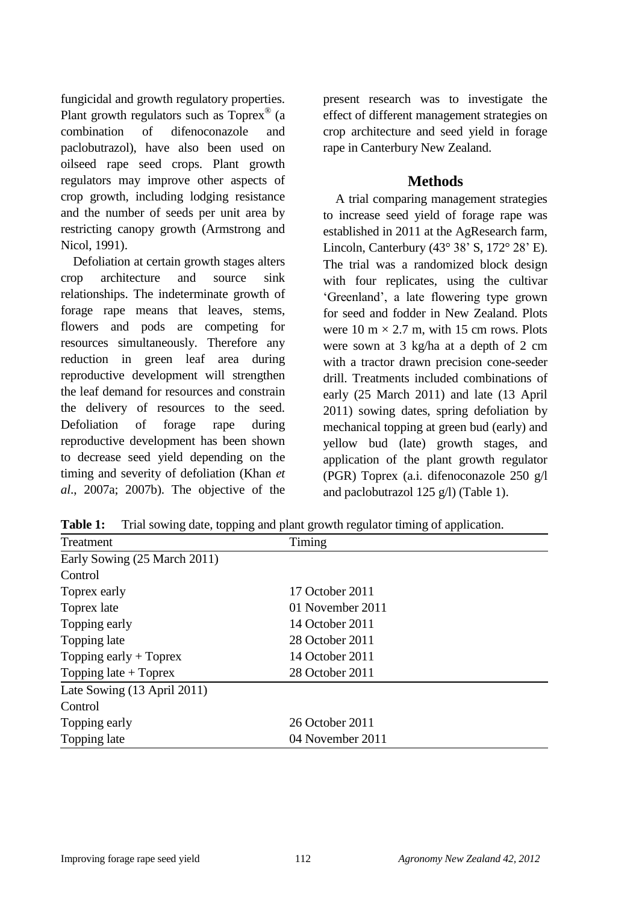fungicidal and growth regulatory properties. Plant growth regulators such as Toprex® (a combination of difenoconazole and paclobutrazol), have also been used on oilseed rape seed crops. Plant growth regulators may improve other aspects of crop growth, including lodging resistance and the number of seeds per unit area by restricting canopy growth (Armstrong and Nicol, 1991).

Defoliation at certain growth stages alters crop architecture and source sink relationships. The indeterminate growth of forage rape means that leaves, stems, flowers and pods are competing for resources simultaneously. Therefore any reduction in green leaf area during reproductive development will strengthen the leaf demand for resources and constrain the delivery of resources to the seed. Defoliation of forage rape during reproductive development has been shown to decrease seed yield depending on the timing and severity of defoliation (Khan *et al*., 2007a; 2007b). The objective of the present research was to investigate the effect of different management strategies on crop architecture and seed yield in forage rape in Canterbury New Zealand.

## Methods

A trial comparing management strategies to increase seed yield of forage rape was established in 2011 at the AgResearch farm, Lincoln, Canterbury (43° 38' S, 172° 28' E). The trial was a randomized block design with four replicates, using the cultivar 'Greenland', a late flowering type grown for seed and fodder in New Zealand. Plots were 10 m × 2.7 m, with 15 cm rows. Plots were sown at 3 kg/ha at a depth of 2 cm with a tractor drawn precision cone-seeder drill. Treatments included combinations of early (25 March 2011) and late (13 April 2011) sowing dates, spring defoliation by mechanical topping at green bud (early) and yellow bud (late) growth stages, and application of the plant growth regulator (PGR) Toprex (a.i. difenoconazole 250 g/l and paclobutrazol 125 g/l) (Table 1).

**Table 1:** Trial sowing date, topping and plant growth regulator timing of application.

| Treatment | Timing |
|---|---|
| Early Sowing (25 March 2011) | |
| Control | |
| Toprex early | 17 October 2011 |
| Toprex late | 01 November 2011 |
| Topping early | 14 October 2011 |
| Topping late | 28 October 2011 |
| Topping early + Toprex | 14 October 2011 |
| Topping late + Toprex | 28 October 2011 |
| Late Sowing (13 April 2011) | |
| Control | |
| Topping early | 26 October 2011 |
| Topping late | 04 November 2011 |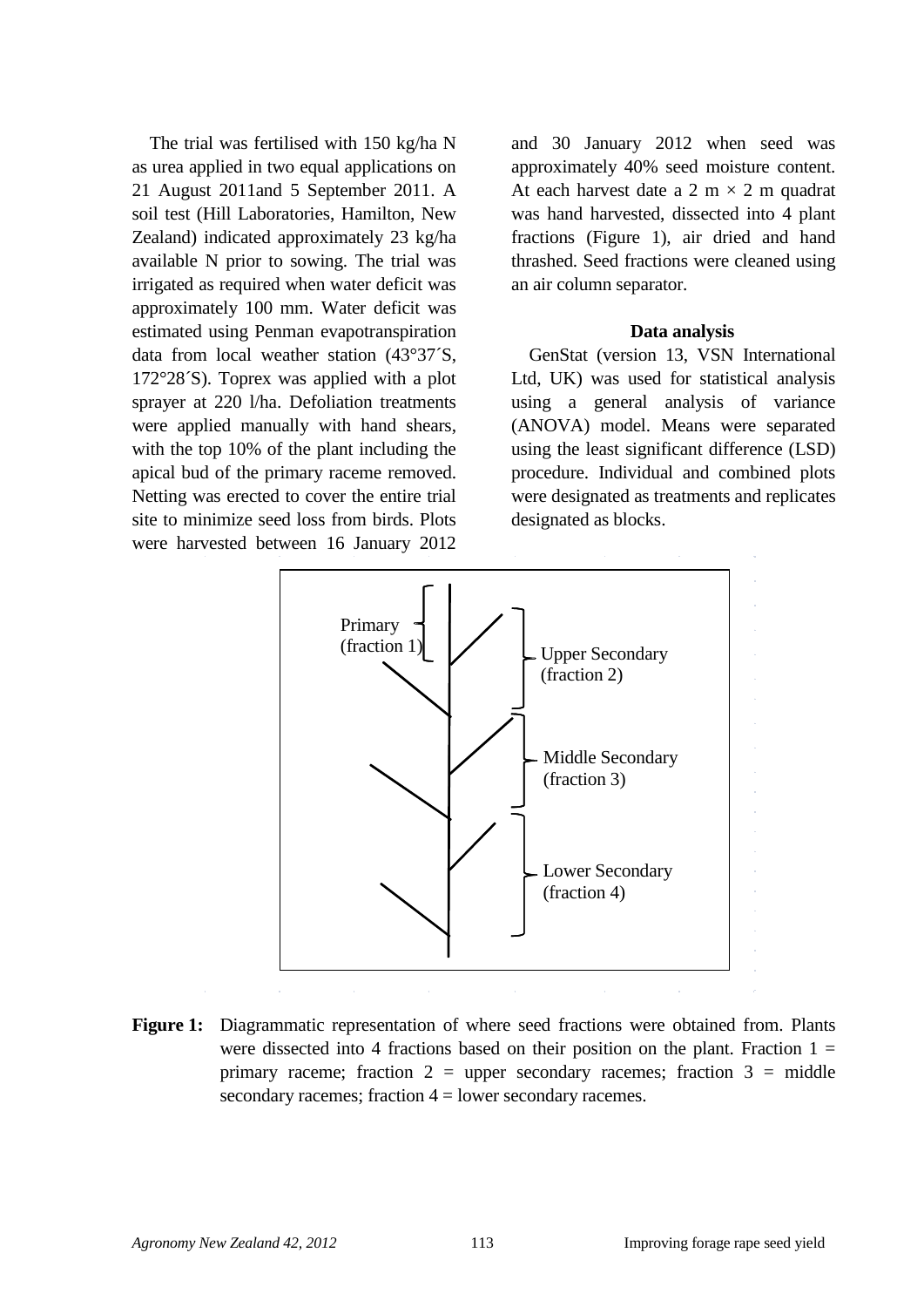The trial was fertilised with 150 kg/ha N as urea applied in two equal applications on 21 August 2011and 5 September 2011. A soil test (Hill Laboratories, Hamilton, New Zealand) indicated approximately 23 kg/ha available N prior to sowing. The trial was irrigated as required when water deficit was approximately 100 mm. Water deficit was estimated using Penman evapotranspiration data from local weather station (43°37´S, 172°28´S). Toprex was applied with a plot sprayer at 220 l/ha. Defoliation treatments were applied manually with hand shears, with the top 10% of the plant including the apical bud of the primary raceme removed. Netting was erected to cover the entire trial site to minimize seed loss from birds. Plots were harvested between 16 January 2012 and 30 January 2012 when seed was approximately 40% seed moisture content. At each harvest date a 2 m × 2 m quadrat was hand harvested, dissected into 4 plant fractions (Figure 1), air dried and hand thrashed. Seed fractions were cleaned using an air column separator.

### Data analysis

GenStat (version 13, VSN International Ltd, UK) was used for statistical analysis using a general analysis of variance (ANOVA) model. Means were separated using the least significant difference (LSD) procedure. Individual and combined plots were designated as treatments and replicates designated as blocks.

Primary (fraction 1)

Upper Secondary (fraction 2)

Middle Secondary (fraction 3)

Lower Secondary (fraction 4)

**Figure 1:** Diagrammatic representation of where seed fractions were obtained from. Plants were dissected into 4 fractions based on their position on the plant. Fraction 1 = primary raceme; fraction 2 = upper secondary racemes; fraction 3 = middle secondary racemes; fraction 4 = lower secondary racemes.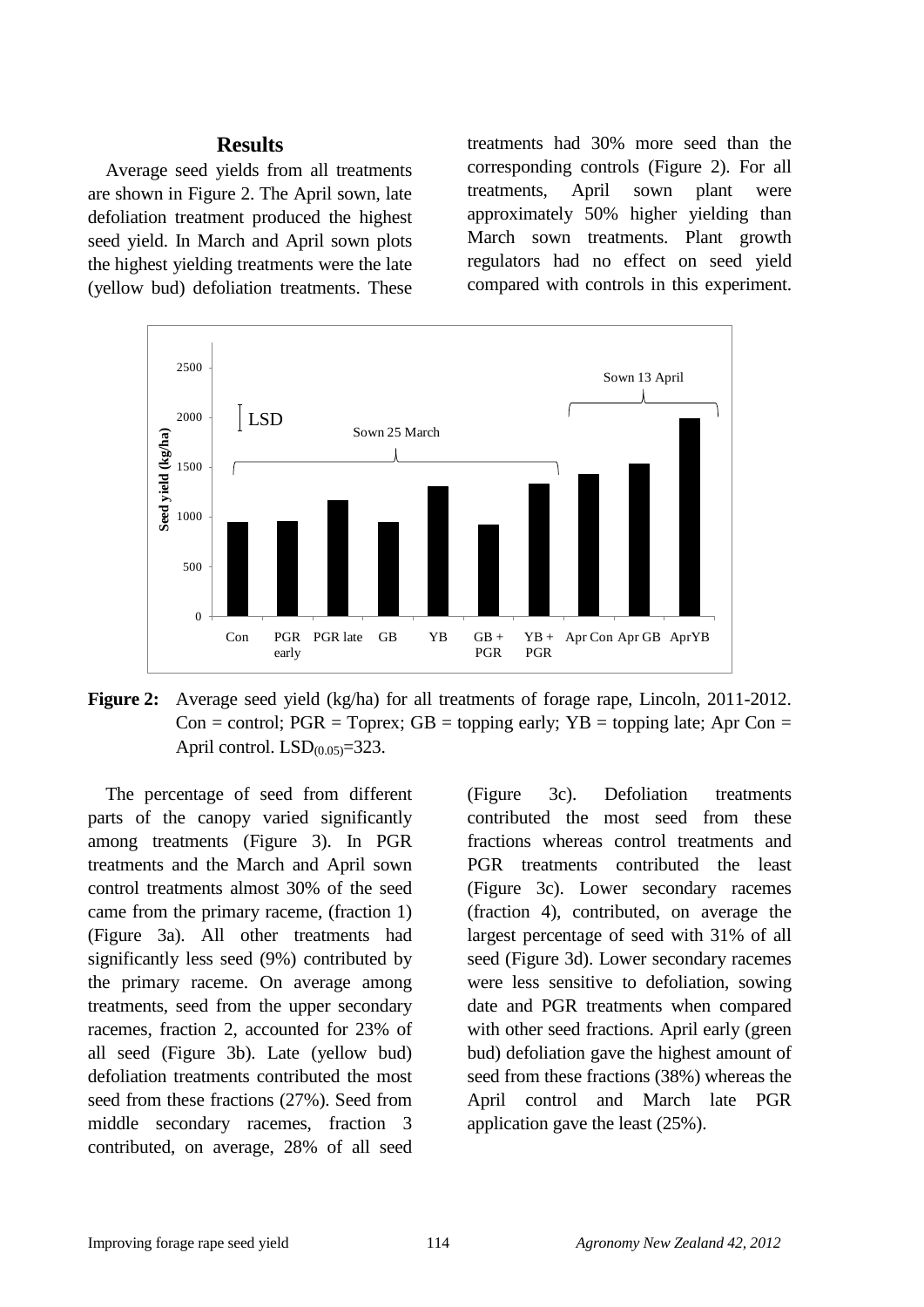## Results

Average seed yields from all treatments are shown in Figure 2. The April sown, late defoliation treatment produced the highest seed yield. In March and April sown plots the highest yielding treatments were the late (yellow bud) defoliation treatments. These treatments had 30% more seed than the corresponding controls (Figure 2). For all treatments, April sown plant were approximately 50% higher yielding than March sown treatments. Plant growth regulators had no effect on seed yield compared with controls in this experiment.

**Figure 2:** Average seed yield (kg/ha) for all treatments of forage rape, Lincoln, 2011-2012. Con = control; PGR = Toprex; GB = topping early; YB = topping late; Apr Con = April control. $LSD_{(0.05)}$=323.

The percentage of seed from different parts of the canopy varied significantly among treatments (Figure 3). In PGR treatments and the March and April sown control treatments almost 30% of the seed came from the primary raceme, (fraction 1) (Figure 3a). All other treatments had significantly less seed (9%) contributed by the primary raceme. On average among treatments, seed from the upper secondary racemes, fraction 2, accounted for 23% of all seed (Figure 3b). Late (yellow bud) defoliation treatments contributed the most seed from these fractions (27%). Seed from middle secondary racemes, fraction 3 contributed, on average, 28% of all seed (Figure 3c). Defoliation treatments contributed the most seed from these fractions whereas control treatments and PGR treatments contributed the least (Figure 3c). Lower secondary racemes (fraction 4), contributed, on average the largest percentage of seed with 31% of all seed (Figure 3d). Lower secondary racemes were less sensitive to defoliation, sowing date and PGR treatments when compared with other seed fractions. April early (green bud) defoliation gave the highest amount of seed from these fractions (38%) whereas the April control and March late PGR application gave the least (25%).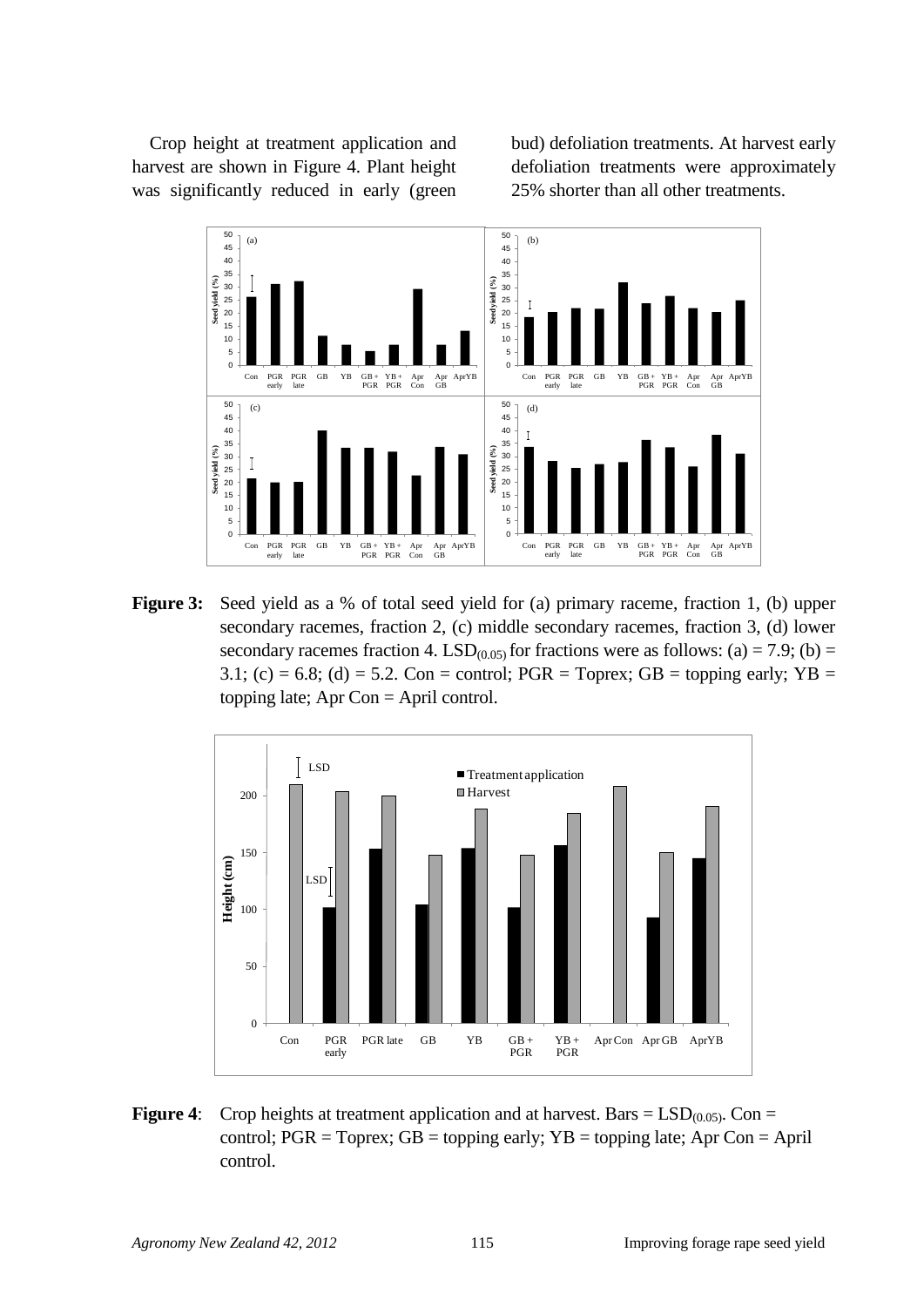Crop height at treatment application and harvest are shown in Figure 4. Plant height was significantly reduced in early (green bud) defoliation treatments. At harvest early defoliation treatments were approximately 25% shorter than all other treatments.

**Figure 3:** Seed yield as a % of total seed yield for (a) primary raceme, fraction 1, (b) upper secondary racemes, fraction 2, (c) middle secondary racemes, fraction 3, (d) lower secondary racemes fraction 4. $LSD_{(0.05)}$ for fractions were as follows: (a) = 7.9; (b) = 3.1; (c) = 6.8; (d) = 5.2. Con = control; PGR = Toprex; GB = topping early; YB = topping late; Apr Con = April control.

**Figure 4**: Crop heights at treatment application and at harvest. Bars = $LSD_{(0.05)}$. Con = control; PGR = Toprex; GB = topping early; YB = topping late; Apr Con = April control.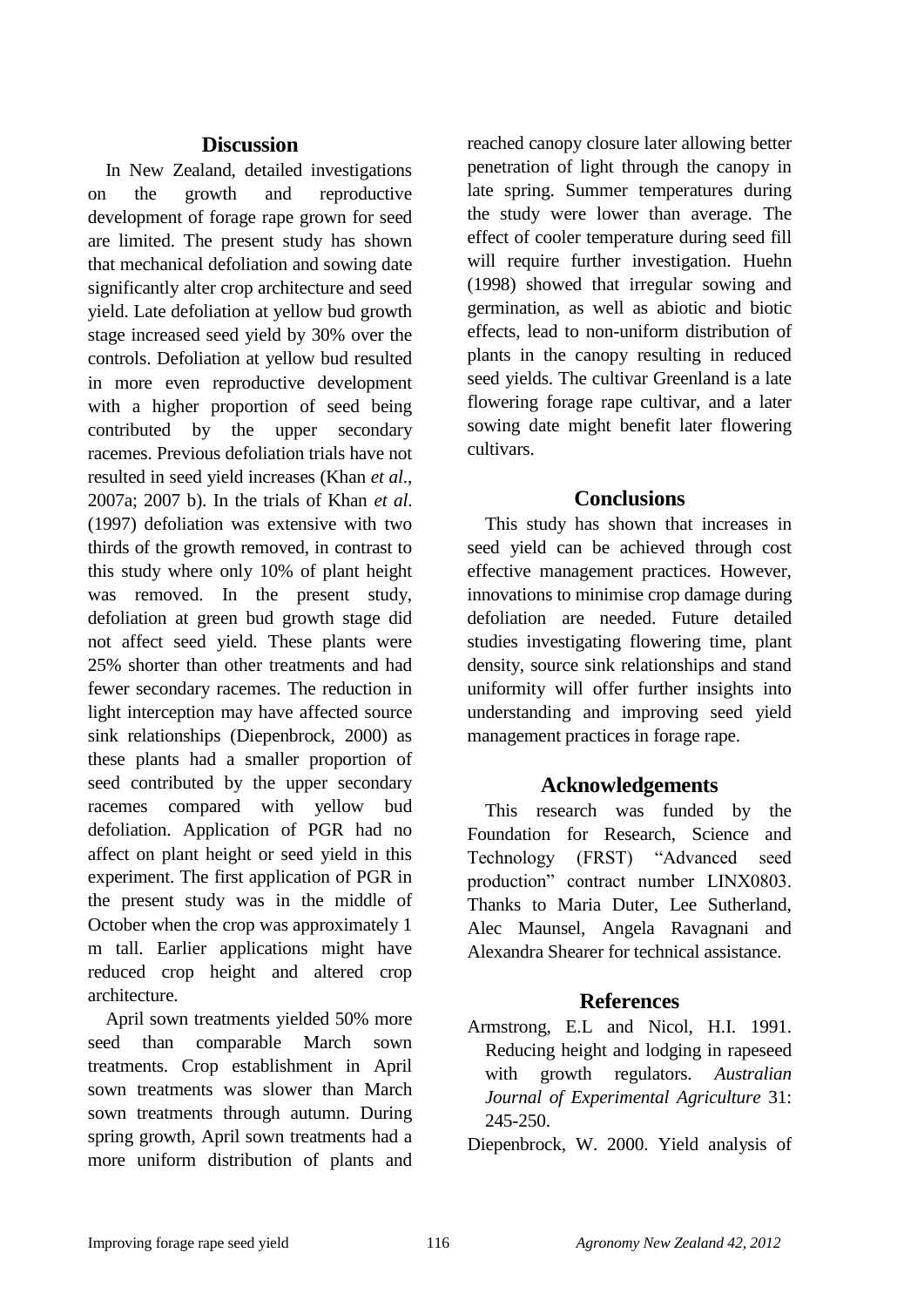## Discussion

In New Zealand, detailed investigations on the growth and reproductive development of forage rape grown for seed are limited. The present study has shown that mechanical defoliation and sowing date significantly alter crop architecture and seed yield. Late defoliation at yellow bud growth stage increased seed yield by 30% over the controls. Defoliation at yellow bud resulted in more even reproductive development with a higher proportion of seed being contributed by the upper secondary racemes. Previous defoliation trials have not resulted in seed yield increases (Khan *et al*., 2007a; 2007 b). In the trials of Khan *et al*. (1997) defoliation was extensive with two thirds of the growth removed, in contrast to this study where only 10% of plant height was removed. In the present study, defoliation at green bud growth stage did not affect seed yield. These plants were 25% shorter than other treatments and had fewer secondary racemes. The reduction in light interception may have affected source sink relationships (Diepenbrock, 2000) as these plants had a smaller proportion of seed contributed by the upper secondary racemes compared with yellow bud defoliation. Application of PGR had no affect on plant height or seed yield in this experiment. The first application of PGR in the present study was in the middle of October when the crop was approximately 1 m tall. Earlier applications might have reduced crop height and altered crop architecture.

April sown treatments yielded 50% more seed than comparable March sown treatments. Crop establishment in April sown treatments was slower than March sown treatments through autumn. During spring growth, April sown treatments had a more uniform distribution of plants and reached canopy closure later allowing better penetration of light through the canopy in late spring. Summer temperatures during the study were lower than average. The effect of cooler temperature during seed fill will require further investigation. Huehn (1998) showed that irregular sowing and germination, as well as abiotic and biotic effects, lead to non-uniform distribution of plants in the canopy resulting in reduced seed yields. The cultivar Greenland is a late flowering forage rape cultivar, and a later sowing date might benefit later flowering cultivars.

## Conclusions

This study has shown that increases in seed yield can be achieved through cost effective management practices. However, innovations to minimise crop damage during defoliation are needed. Future detailed studies investigating flowering time, plant density, source sink relationships and stand uniformity will offer further insights into understanding and improving seed yield management practices in forage rape.

## Acknowledgements

This research was funded by the Foundation for Research, Science and Technology (FRST) "Advanced seed production" contract number LINX0803. Thanks to Maria Duter, Lee Sutherland, Alec Maunsel, Angela Ravagnani and Alexandra Shearer for technical assistance.

## References

Armstrong, E.L and Nicol, H.I. 1991. Reducing height and lodging in rapeseed with growth regulators. *Australian Journal of Experimental Agriculture* 31: 245-250.

Diepenbrock, W. 2000. Yield analysis of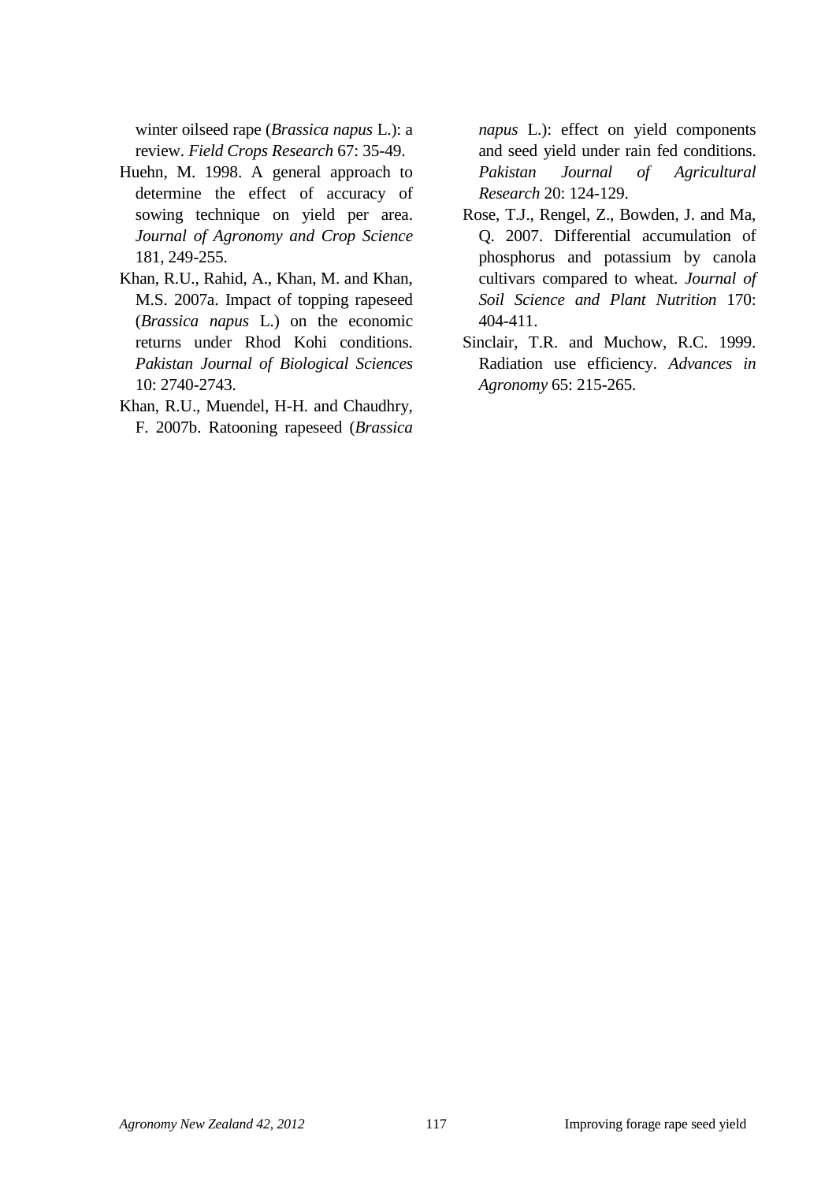winter oilseed rape (*Brassica napus* L.): a review. *Field Crops Research* 67: 35-49.

Huehn, M. 1998. A general approach to determine the effect of accuracy of sowing technique on yield per area. *Journal of Agronomy and Crop Science* 181, 249-255.

Khan, R.U., Rahid, A., Khan, M. and Khan, M.S. 2007a. Impact of topping rapeseed (*Brassica napus* L.) on the economic returns under Rhod Kohi conditions. *Pakistan Journal of Biological Sciences* 10: 2740-2743.

Khan, R.U., Muendel, H-H. and Chaudhry, F. 2007b. Ratooning rapeseed (*Brassica napus* L.): effect on yield components and seed yield under rain fed conditions. *Pakistan Journal of Agricultural Research* 20: 124-129.

Rose, T.J., Rengel, Z., Bowden, J. and Ma, Q. 2007. Differential accumulation of phosphorus and potassium by canola cultivars compared to wheat. *Journal of Soil Science and Plant Nutrition* 170: 404-411.

Sinclair, T.R. and Muchow, R.C. 1999. Radiation use efficiency. *Advances in Agronomy* 65: 215-265.